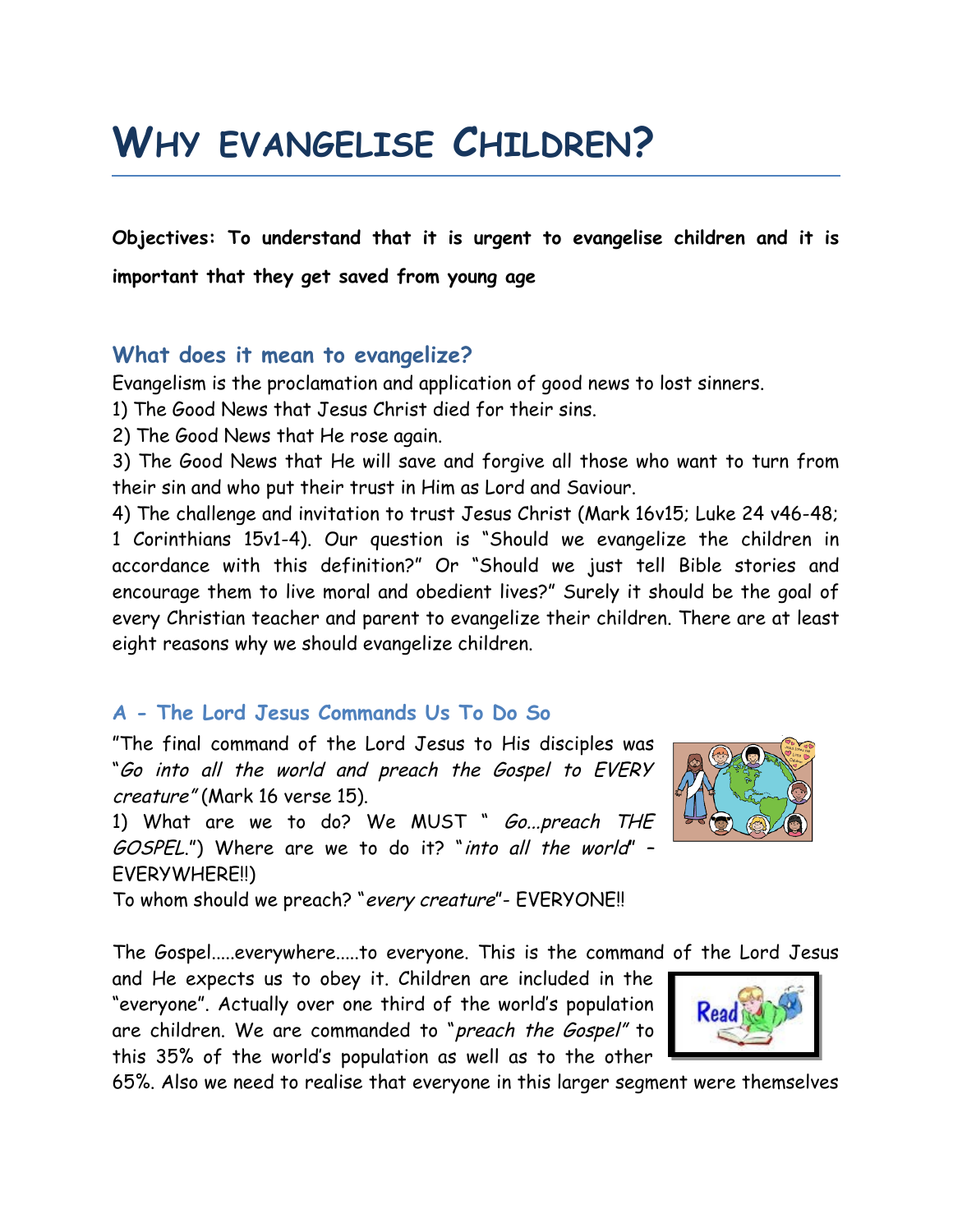# Why evangelise Children?

**Objectives: To understand that it is urgent to evangelise children and it is important that they get saved from young age**

## What does it mean to evangelize?

Evangelism is the proclamation and application of good news to lost sinners.

1) The Good News that Jesus Christ died for their sins.

2) The Good News that He rose again.

3) The Good News that He will save and forgive all those who want to turn from their sin and who put their trust in Him as Lord and Saviour.

4) The challenge and invitation to trust Jesus Christ (Mark 16v15; Luke 24 v46-48; 1 Corinthians 15v1-4). Our question is "Should we evangelize the children in accordance with this definition?" Or "Should we just tell Bible stories and encourage them to live moral and obedient lives?" Surely it should be the goal of every Christian teacher and parent to evangelize their children. There are at least eight reasons why we should evangelize children.

### A - The Lord Jesus Commands Us To Do So

"The final command of the Lord Jesus to His disciples was "*Go into all the world and preach the Gospel to EVERY creature"* (Mark 16 verse 15).

1) What are we to do? We MUST " *Go…preach THE GOSPEL*.") Where are we to do it? "*into all the world*" – EVERYWHERE!!)

To whom should we preach? "*every creature*"- EVERYONE!!

The Gospel.....everywhere.....to everyone. This is the command of the Lord Jesus and He expects us to obey it. Children are included in the "everyone". Actually over one third of the world's population are children. We are commanded to "*preach the Gospel"* to this 35% of the world's population as well as to the other 65%. Also we need to realise that everyone in this larger segment were themselves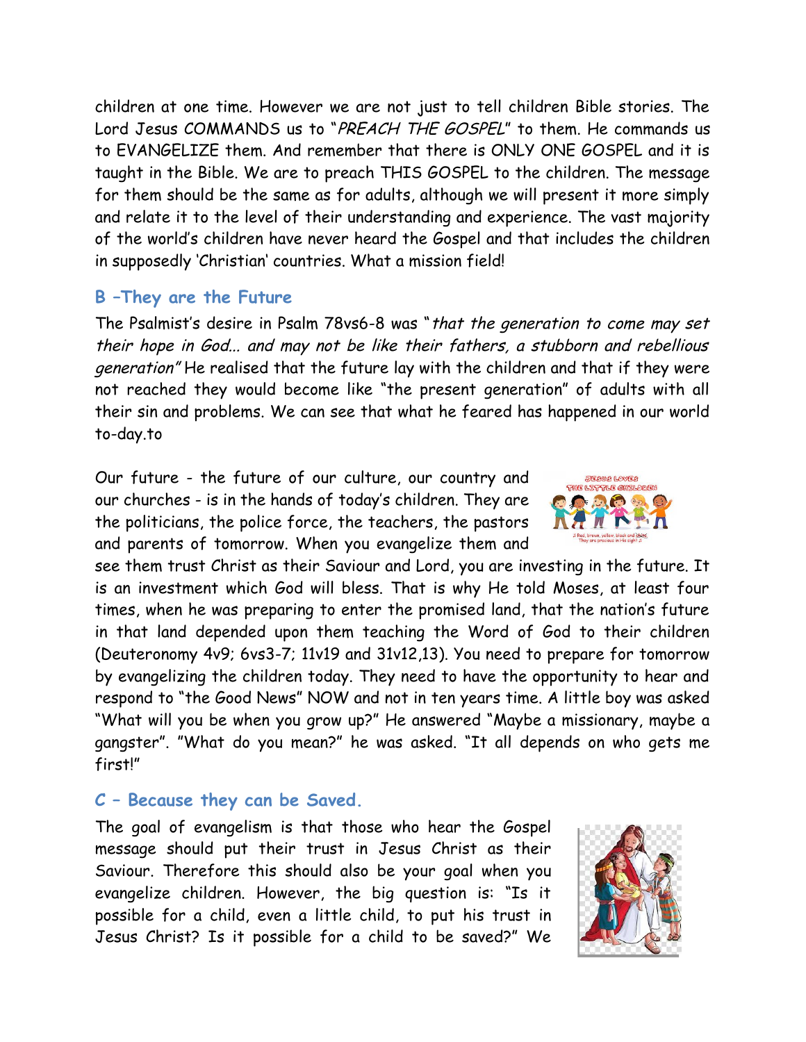children at one time. However we are not just to tell children Bible stories. The Lord Jesus COMMANDS us to "*PREACH THE GOSPEL*" to them. He commands us to EVANGELIZE them. And remember that there is ONLY ONE GOSPEL and it is taught in the Bible. We are to preach THIS GOSPEL to the children. The message for them should be the same as for adults, although we will present it more simply and relate it to the level of their understanding and experience. The vast majority of the world's children have never heard the Gospel and that includes the children in supposedly 'Christian' countries. What a mission field!

## B –They are the Future

The Psalmist's desire in Psalm 78vs6-8 was "*that the generation to come may set their hope in God... and may not be like their fathers, a stubborn and rebellious generation"* He realised that the future lay with the children and that if they were not reached they would become like "the present generation" of adults with all their sin and problems. We can see that what he feared has happened in our world to-day.to

Our future - the future of our culture, our country and our churches - is in the hands of today's children. They are the politicians, the police force, the teachers, the pastors and parents of tomorrow. When you evangelize them and see them trust Christ as their Saviour and Lord, you are investing in the future. It is an investment which God will bless. That is why He told Moses, at least four times, when he was preparing to enter the promised land, that the nation's future in that land depended upon them teaching the Word of God to their children (Deuteronomy 4v9; 6vs3-7; 11v19 and 31v12,13). You need to prepare for tomorrow by evangelizing the children today. They need to have the opportunity to hear and respond to "the Good News" NOW and not in ten years time. A little boy was asked "What will you be when you grow up?" He answered "Maybe a missionary, maybe a gangster". "What do you mean?" he was asked. "It all depends on who gets me first!"

## C – Because they can be Saved.

The goal of evangelism is that those who hear the Gospel message should put their trust in Jesus Christ as their Saviour. Therefore this should also be your goal when you evangelize children. However, the big question is: "Is it possible for a child, even a little child, to put his trust in Jesus Christ? Is it possible for a child to be saved?" We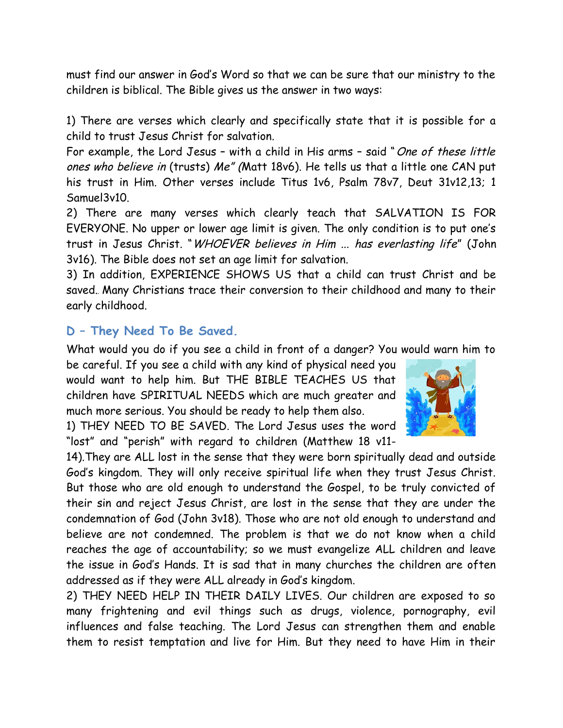must find our answer in God's Word so that we can be sure that our ministry to the children is biblical. The Bible gives us the answer in two ways:

1) There are verses which clearly and specifically state that it is possible for a child to trust Jesus Christ for salvation.
For example, the Lord Jesus – with a child in His arms – said "*One of these little ones who believe in* (trusts) *Me" (*Matt 18v6). He tells us that a little one CAN put his trust in Him. Other verses include Titus 1v6, Psalm 78v7, Deut 31v12,13; 1 Samuel3v10.
2) There are many verses which clearly teach that SALVATION IS FOR EVERYONE. No upper or lower age limit is given. The only condition is to put one's trust in Jesus Christ. "*WHOEVER believes in Him ... has everlasting life*" (John 3v16). The Bible does not set an age limit for salvation.
3) In addition, EXPERIENCE SHOWS US that a child can trust Christ and be saved.. Many Christians trace their conversion to their childhood and many to their early childhood.

## D – They Need To Be Saved.

What would you do if you see a child in front of a danger? You would warn him to be careful. If you see a child with any kind of physical need you would want to help him. But THE BIBLE TEACHES US that children have SPIRITUAL NEEDS which are much greater and much more serious. You should be ready to help them also.
1) THEY NEED TO BE SAVED. The Lord Jesus uses the word "lost" and "perish" with regard to children (Matthew 18 v11-14).They are ALL lost in the sense that they were born spiritually dead and outside God's kingdom. They will only receive spiritual life when they trust Jesus Christ. But those who are old enough to understand the Gospel, to be truly convicted of their sin and reject Jesus Christ, are lost in the sense that they are under the condemnation of God (John 3v18). Those who are not old enough to understand and believe are not condemned. The problem is that we do not know when a child reaches the age of accountability; so we must evangelize ALL children and leave the issue in God's Hands. It is sad that in many churches the children are often addressed as if they were ALL already in God's kingdom.
2) THEY NEED HELP IN THEIR DAILY LIVES. Our children are exposed to so many frightening and evil things such as drugs, violence, pornography, evil influences and false teaching. The Lord Jesus can strengthen them and enable them to resist temptation and live for Him. But they need to have Him in their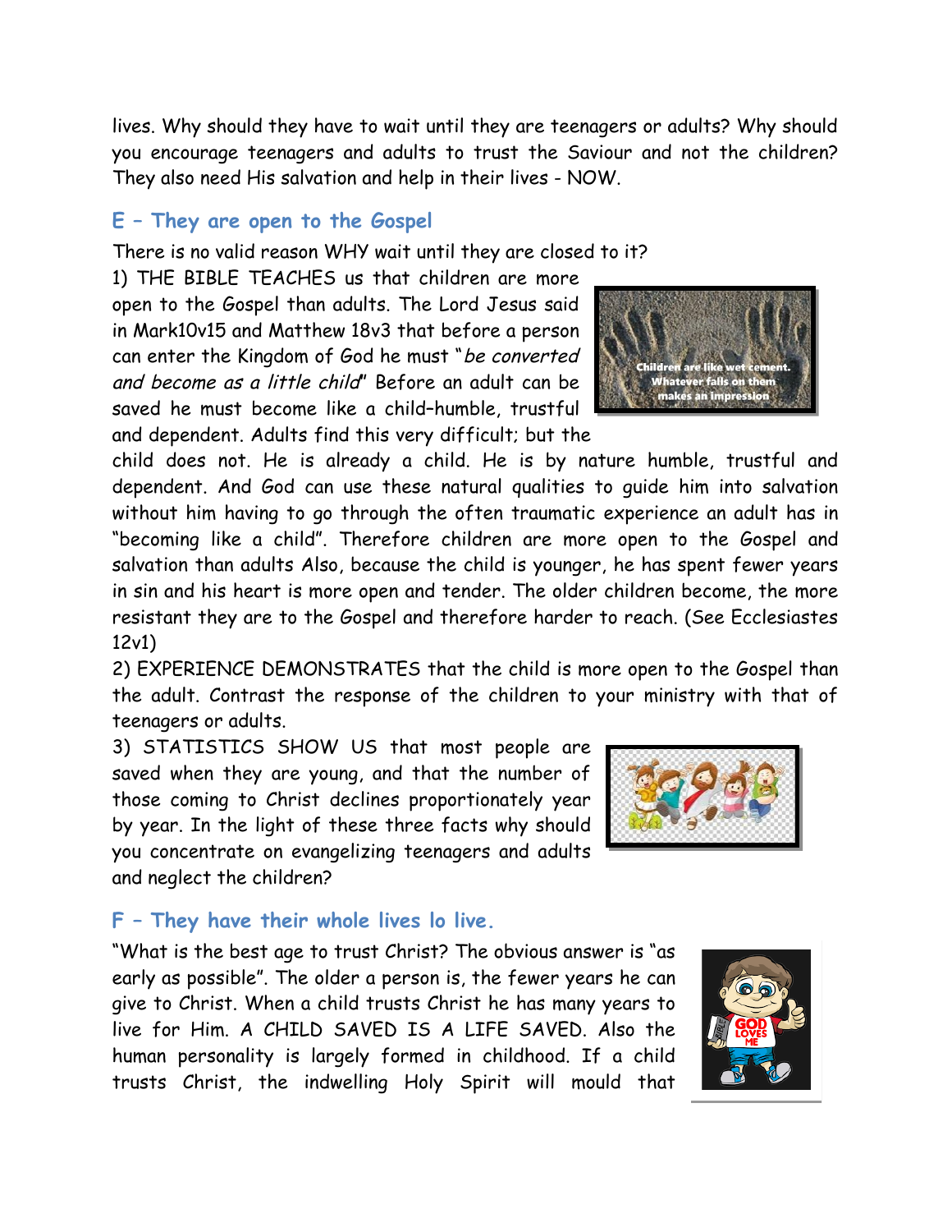lives. Why should they have to wait until they are teenagers or adults? Why should you encourage teenagers and adults to trust the Saviour and not the children? They also need His salvation and help in their lives - NOW.

## E – They are open to the Gospel

There is no valid reason WHY wait until they are closed to it?

1) THE BIBLE TEACHES us that children are more open to the Gospel than adults. The Lord Jesus said in Mark10v15 and Matthew 18v3 that before a person can enter the Kingdom of God he must "*be converted and become as a little child*" Before an adult can be saved he must become like a child–humble, trustful and dependent. Adults find this very difficult; but the child does not. He is already a child. He is by nature humble, trustful and dependent. And God can use these natural qualities to guide him into salvation without him having to go through the often traumatic experience an adult has in "becoming like a child". Therefore children are more open to the Gospel and salvation than adults Also, because the child is younger, he has spent fewer years in sin and his heart is more open and tender. The older children become, the more resistant they are to the Gospel and therefore harder to reach. (See Ecclesiastes 12v1)

2) EXPERIENCE DEMONSTRATES that the child is more open to the Gospel than the adult. Contrast the response of the children to your ministry with that of teenagers or adults.

3) STATISTICS SHOW US that most people are saved when they are young, and that the number of those coming to Christ declines proportionately year by year. In the light of these three facts why should you concentrate on evangelizing teenagers and adults and neglect the children?

## F – They have their whole lives lo live.

"What is the best age to trust Christ? The obvious answer is "as early as possible". The older a person is, the fewer years he can give to Christ. When a child trusts Christ he has many years to live for Him. A CHILD SAVED IS A LIFE SAVED. Also the human personality is largely formed in childhood. If a child trusts Christ, the indwelling Holy Spirit will mould that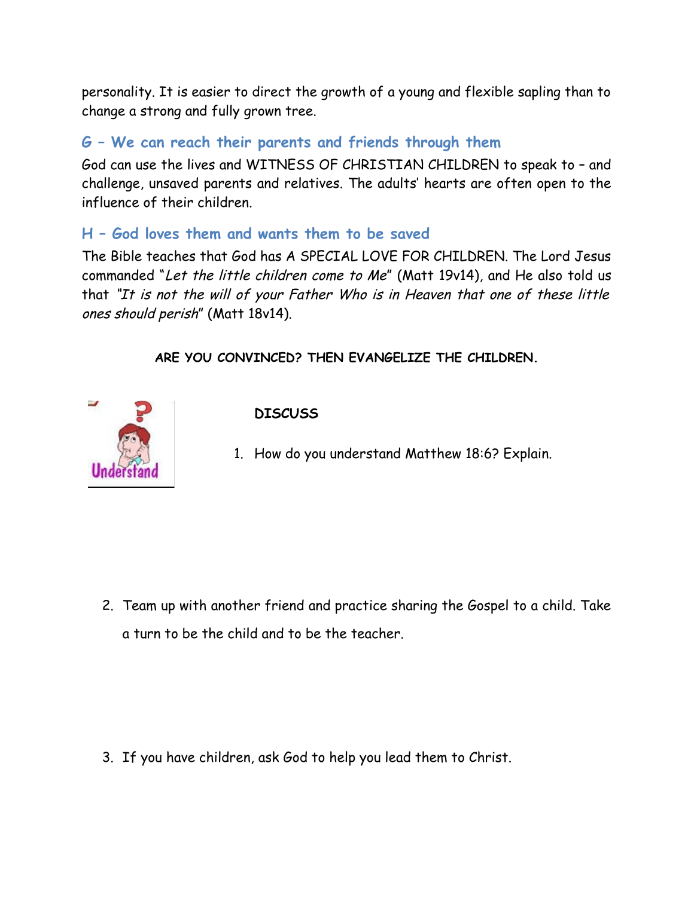personality. It is easier to direct the growth of a young and flexible sapling than to change a strong and fully grown tree.

### G – We can reach their parents and friends through them

God can use the lives and WITNESS OF CHRISTIAN CHILDREN to speak to – and challenge, unsaved parents and relatives. The adults' hearts are often open to the influence of their children.

### H – God loves them and wants them to be saved

The Bible teaches that God has A SPECIAL LOVE FOR CHILDREN. The Lord Jesus commanded "*Let the little children come to Me*" (Matt 19v14), and He also told us that *"It is not the will of your Father Who is in Heaven that one of these little ones should perish*" (Matt 18v14).

**ARE YOU CONVINCED? THEN EVANGELIZE THE CHILDREN.**

**DISCUSS**

1. How do you understand Matthew 18:6? Explain.

2. Team up with another friend and practice sharing the Gospel to a child. Take a turn to be the child and to be the teacher.

3. If you have children, ask God to help you lead them to Christ.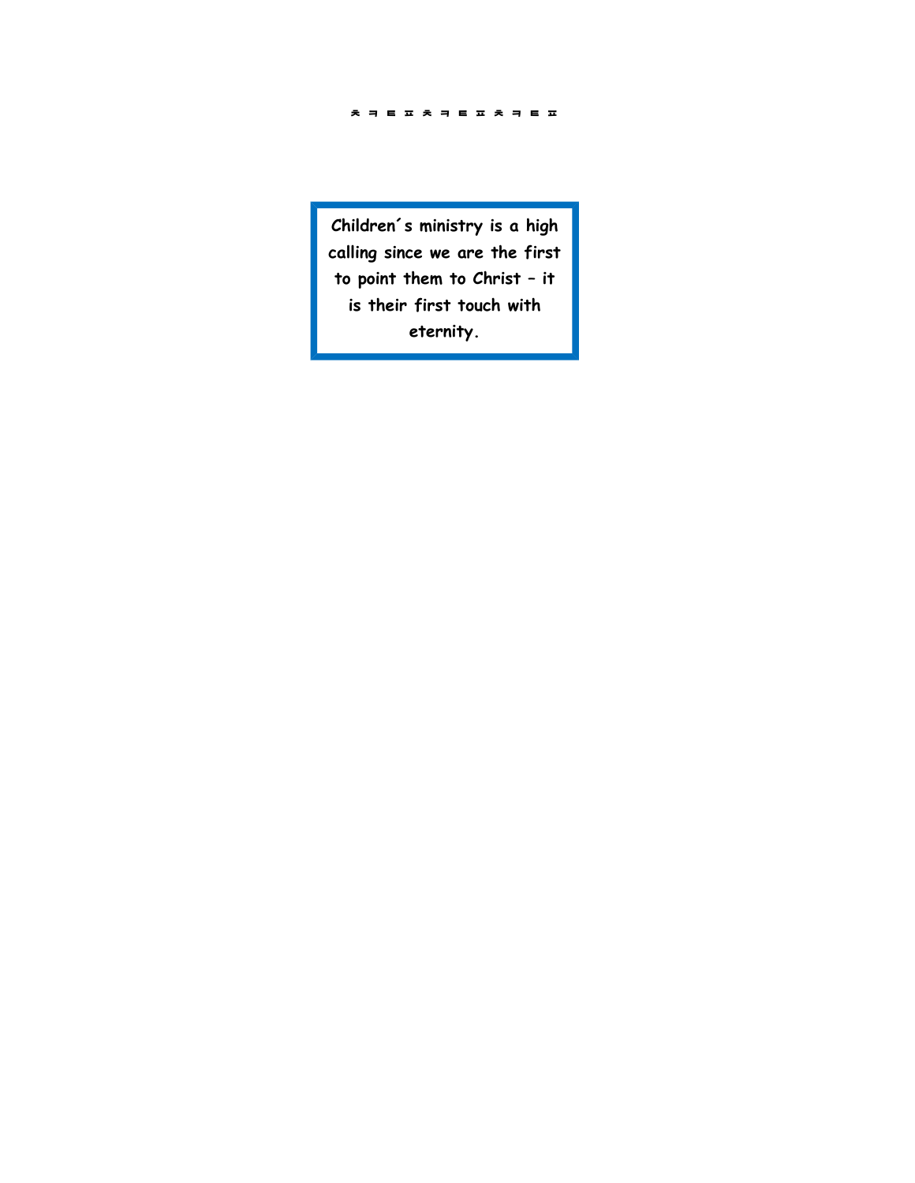ㅊ ㅋ ㅌ ㅍ ㅊ ㅋ ㅌ ㅍ ㅊ ㅋ ㅌ ㅍ

**Children´s ministry is a high calling since we are the first to point them to Christ – it is their first touch with eternity.**